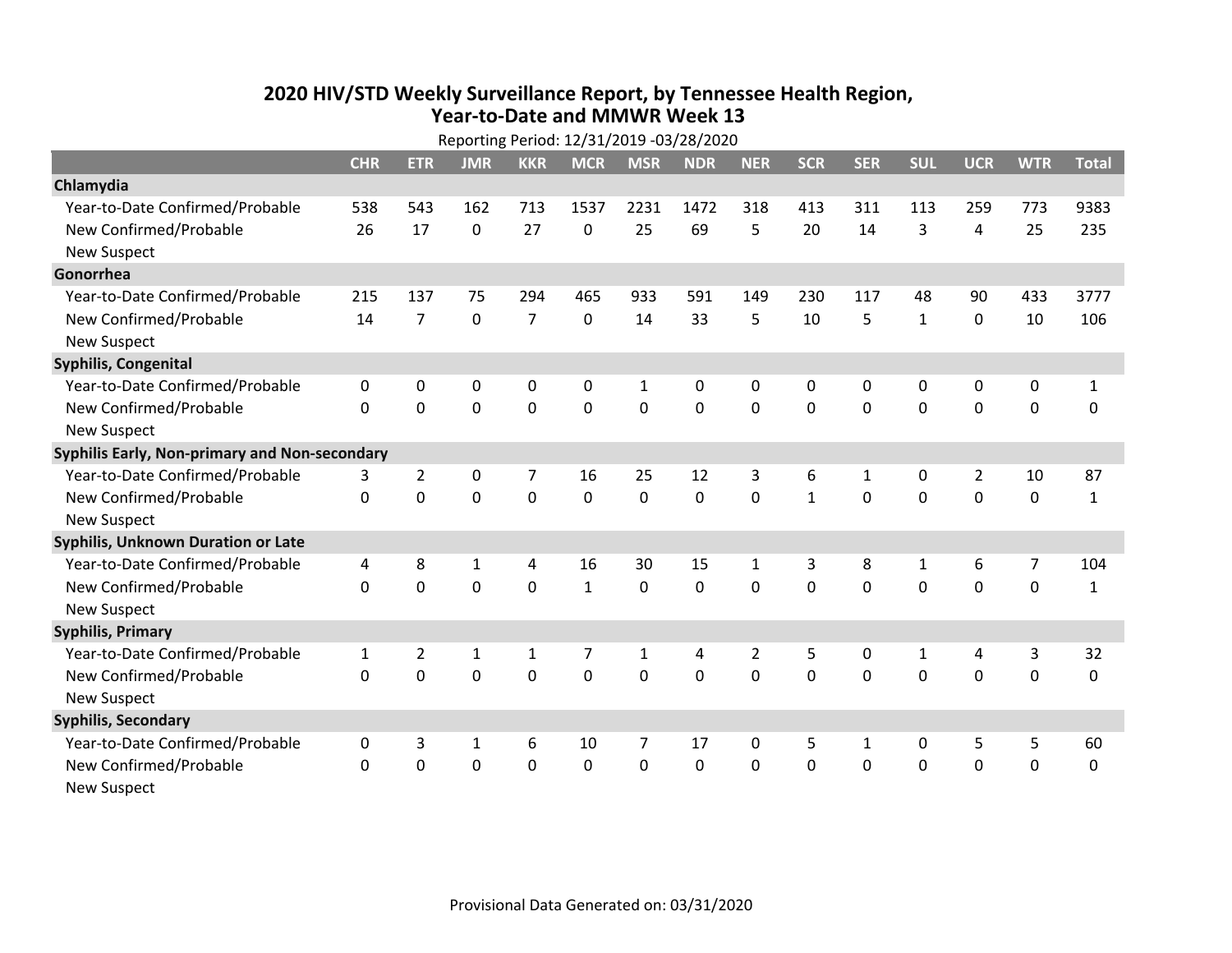# 2020 HIV/STD Weekly Surveillance Report, by Tennessee Health Region, Year-to-Date and MMWR Week 13

Reporting Period: 12/31/2019 -03/28/2020

| | CHR | ETR | JMR | KKR | MCR | MSR | NDR | NER | SCR | SER | SUL | UCR | WTR | Total |
|---|---|---|---|---|---|---|---|---|---|---|---|---|---|---|
| **Chlamydia** | | | | | | | | | | | | | | |
| Year-to-Date Confirmed/Probable | 538 | 543 | 162 | 713 | 1537 | 2231 | 1472 | 318 | 413 | 311 | 113 | 259 | 773 | 9383 |
| New Confirmed/Probable | 26 | 17 | 0 | 27 | 0 | 25 | 69 | 5 | 20 | 14 | 3 | 4 | 25 | 235 |
| New Suspect | | | | | | | | | | | | | | |
| **Gonorrhea** | | | | | | | | | | | | | | |
| Year-to-Date Confirmed/Probable | 215 | 137 | 75 | 294 | 465 | 933 | 591 | 149 | 230 | 117 | 48 | 90 | 433 | 3777 |
| New Confirmed/Probable | 14 | 7 | 0 | 7 | 0 | 14 | 33 | 5 | 10 | 5 | 1 | 0 | 10 | 106 |
| New Suspect | | | | | | | | | | | | | | |
| **Syphilis, Congenital** | | | | | | | | | | | | | | |
| Year-to-Date Confirmed/Probable | 0 | 0 | 0 | 0 | 0 | 1 | 0 | 0 | 0 | 0 | 0 | 0 | 0 | 1 |
| New Confirmed/Probable | 0 | 0 | 0 | 0 | 0 | 0 | 0 | 0 | 0 | 0 | 0 | 0 | 0 | 0 |
| New Suspect | | | | | | | | | | | | | | |
| **Syphilis Early, Non-primary and Non-secondary** | | | | | | | | | | | | | | |
| Year-to-Date Confirmed/Probable | 3 | 2 | 0 | 7 | 16 | 25 | 12 | 3 | 6 | 1 | 0 | 2 | 10 | 87 |
| New Confirmed/Probable | 0 | 0 | 0 | 0 | 0 | 0 | 0 | 0 | 1 | 0 | 0 | 0 | 0 | 1 |
| New Suspect | | | | | | | | | | | | | | |
| **Syphilis, Unknown Duration or Late** | | | | | | | | | | | | | | |
| Year-to-Date Confirmed/Probable | 4 | 8 | 1 | 4 | 16 | 30 | 15 | 1 | 3 | 8 | 1 | 6 | 7 | 104 |
| New Confirmed/Probable | 0 | 0 | 0 | 0 | 1 | 0 | 0 | 0 | 0 | 0 | 0 | 0 | 0 | 1 |
| New Suspect | | | | | | | | | | | | | | |
| **Syphilis, Primary** | | | | | | | | | | | | | | |
| Year-to-Date Confirmed/Probable | 1 | 2 | 1 | 1 | 7 | 1 | 4 | 2 | 5 | 0 | 1 | 4 | 3 | 32 |
| New Confirmed/Probable | 0 | 0 | 0 | 0 | 0 | 0 | 0 | 0 | 0 | 0 | 0 | 0 | 0 | 0 |
| New Suspect | | | | | | | | | | | | | | |
| **Syphilis, Secondary** | | | | | | | | | | | | | | |
| Year-to-Date Confirmed/Probable | 0 | 3 | 1 | 6 | 10 | 7 | 17 | 0 | 5 | 1 | 0 | 5 | 5 | 60 |
| New Confirmed/Probable | 0 | 0 | 0 | 0 | 0 | 0 | 0 | 0 | 0 | 0 | 0 | 0 | 0 | 0 |
| New Suspect | | | | | | | | | | | | | | |

Provisional Data Generated on: 03/31/2020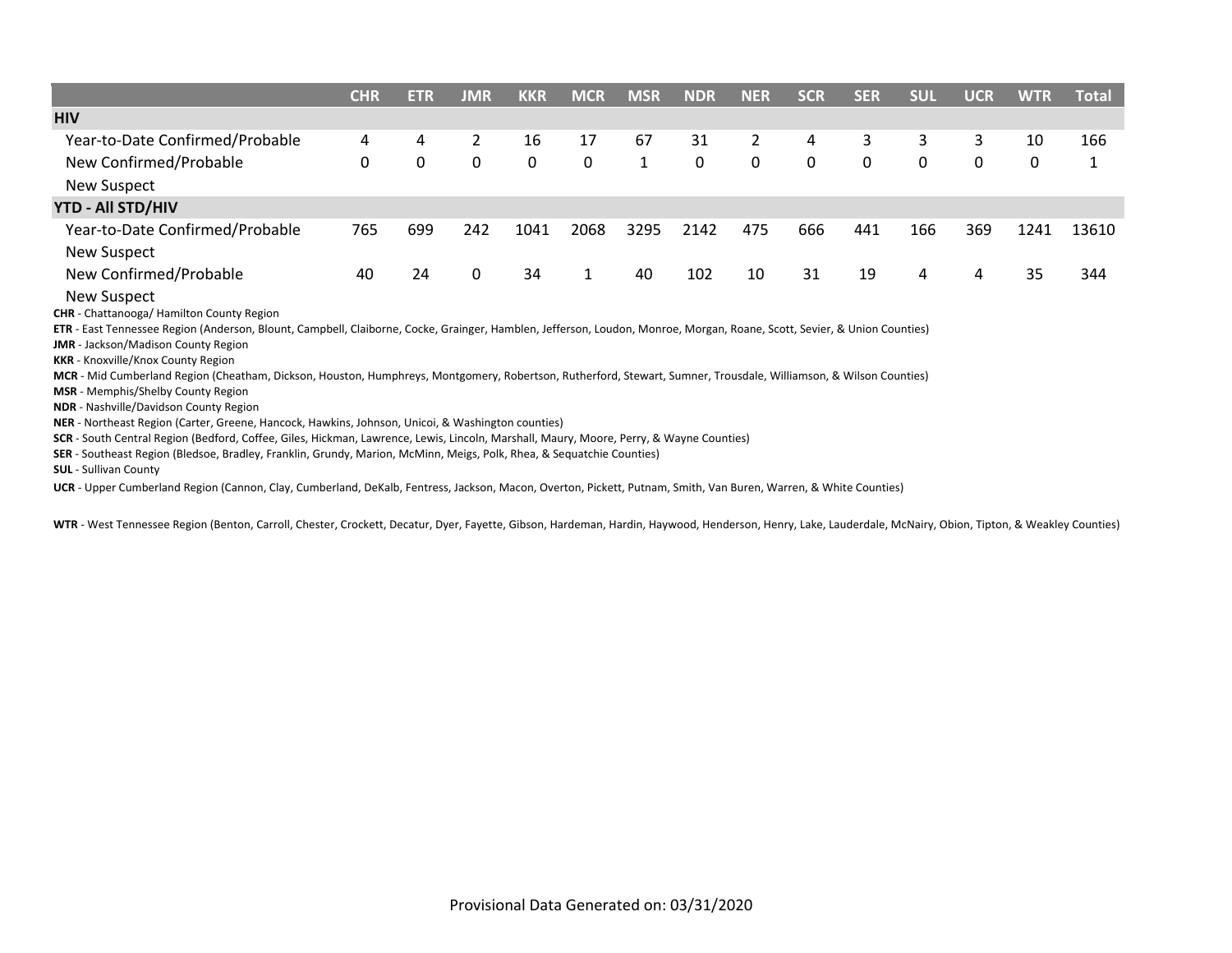| | CHR | ETR | JMR | KKR | MCR | MSR | NDR | NER | SCR | SER | SUL | UCR | WTR | Total |
|---|---|---|---|---|---|---|---|---|---|---|---|---|---|---|
| **HIV** | | | | | | | | | | | | | | |
| Year-to-Date Confirmed/Probable | 4 | 4 | 2 | 16 | 17 | 67 | 31 | 2 | 4 | 3 | 3 | 3 | 10 | 166 |
| New Confirmed/Probable | 0 | 0 | 0 | 0 | 0 | 1 | 0 | 0 | 0 | 0 | 0 | 0 | 0 | 1 |
| New Suspect | | | | | | | | | | | | | | |
| **YTD - All STD/HIV** | | | | | | | | | | | | | | |
| Year-to-Date Confirmed/Probable | 765 | 699 | 242 | 1041 | 2068 | 3295 | 2142 | 475 | 666 | 441 | 166 | 369 | 1241 | 13610 |
| New Suspect | | | | | | | | | | | | | | |
| New Confirmed/Probable | 40 | 24 | 0 | 34 | 1 | 40 | 102 | 10 | 31 | 19 | 4 | 4 | 35 | 344 |
| New Suspect | | | | | | | | | | | | | | |

**CHR** - Chattanooga/ Hamilton County Region

**ETR** - East Tennessee Region (Anderson, Blount, Campbell, Claiborne, Cocke, Grainger, Hamblen, Jefferson, Loudon, Monroe, Morgan, Roane, Scott, Sevier, & Union Counties)

**JMR** - Jackson/Madison County Region

**KKR** - Knoxville/Knox County Region

**MCR** - Mid Cumberland Region (Cheatham, Dickson, Houston, Humphreys, Montgomery, Robertson, Rutherford, Stewart, Sumner, Trousdale, Williamson, & Wilson Counties)

**MSR** - Memphis/Shelby County Region

**NDR** - Nashville/Davidson County Region

**NER** - Northeast Region (Carter, Greene, Hancock, Hawkins, Johnson, Unicoi, & Washington counties)

**SCR** - South Central Region (Bedford, Coffee, Giles, Hickman, Lawrence, Lewis, Lincoln, Marshall, Maury, Moore, Perry, & Wayne Counties)

**SER** - Southeast Region (Bledsoe, Bradley, Franklin, Grundy, Marion, McMinn, Meigs, Polk, Rhea, & Sequatchie Counties)

**SUL** - Sullivan County

**UCR** - Upper Cumberland Region (Cannon, Clay, Cumberland, DeKalb, Fentress, Jackson, Macon, Overton, Pickett, Putnam, Smith, Van Buren, Warren, & White Counties)

**WTR** - West Tennessee Region (Benton, Carroll, Chester, Crockett, Decatur, Dyer, Fayette, Gibson, Hardeman, Hardin, Haywood, Henderson, Henry, Lake, Lauderdale, McNairy, Obion, Tipton, & Weakley Counties)

Provisional Data Generated on: 03/31/2020